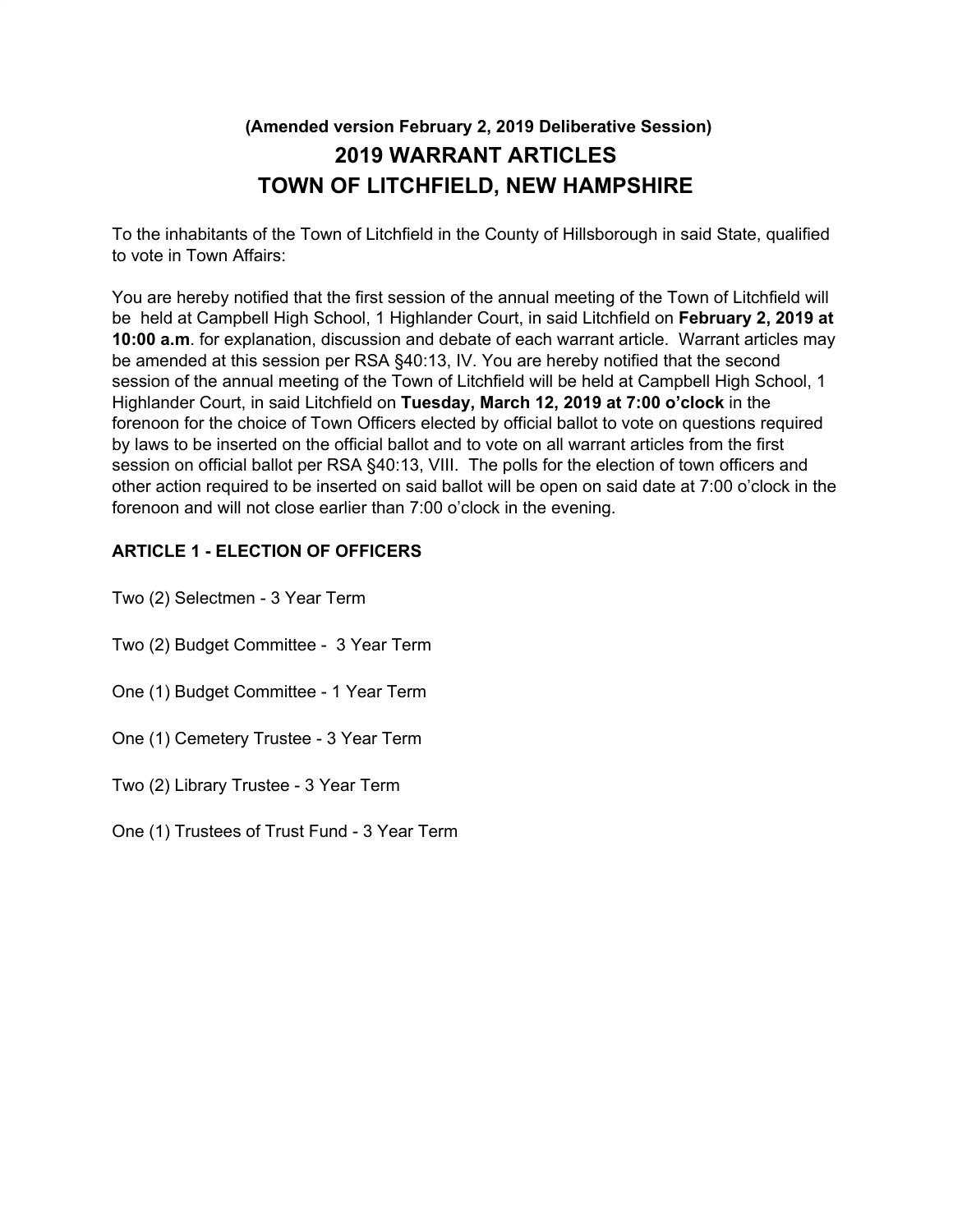**(Amended version February 2, 2019 Deliberative Session)**

# 2019 WARRANT ARTICLES
# TOWN OF LITCHFIELD, NEW HAMPSHIRE

To the inhabitants of the Town of Litchfield in the County of Hillsborough in said State, qualified to vote in Town Affairs:

You are hereby notified that the first session of the annual meeting of the Town of Litchfield will be held at Campbell High School, 1 Highlander Court, in said Litchfield on **February 2, 2019 at 10:00 a.m**. for explanation, discussion and debate of each warrant article. Warrant articles may be amended at this session per RSA §40:13, IV. You are hereby notified that the second session of the annual meeting of the Town of Litchfield will be held at Campbell High School, 1 Highlander Court, in said Litchfield on **Tuesday, March 12, 2019 at 7:00 o'clock** in the forenoon for the choice of Town Officers elected by official ballot to vote on questions required by laws to be inserted on the official ballot and to vote on all warrant articles from the first session on official ballot per RSA §40:13, VIII. The polls for the election of town officers and other action required to be inserted on said ballot will be open on said date at 7:00 o'clock in the forenoon and will not close earlier than 7:00 o'clock in the evening.

**ARTICLE 1 - ELECTION OF OFFICERS**

Two (2) Selectmen - 3 Year Term

Two (2) Budget Committee - 3 Year Term

One (1) Budget Committee - 1 Year Term

One (1) Cemetery Trustee - 3 Year Term

Two (2) Library Trustee - 3 Year Term

One (1) Trustees of Trust Fund - 3 Year Term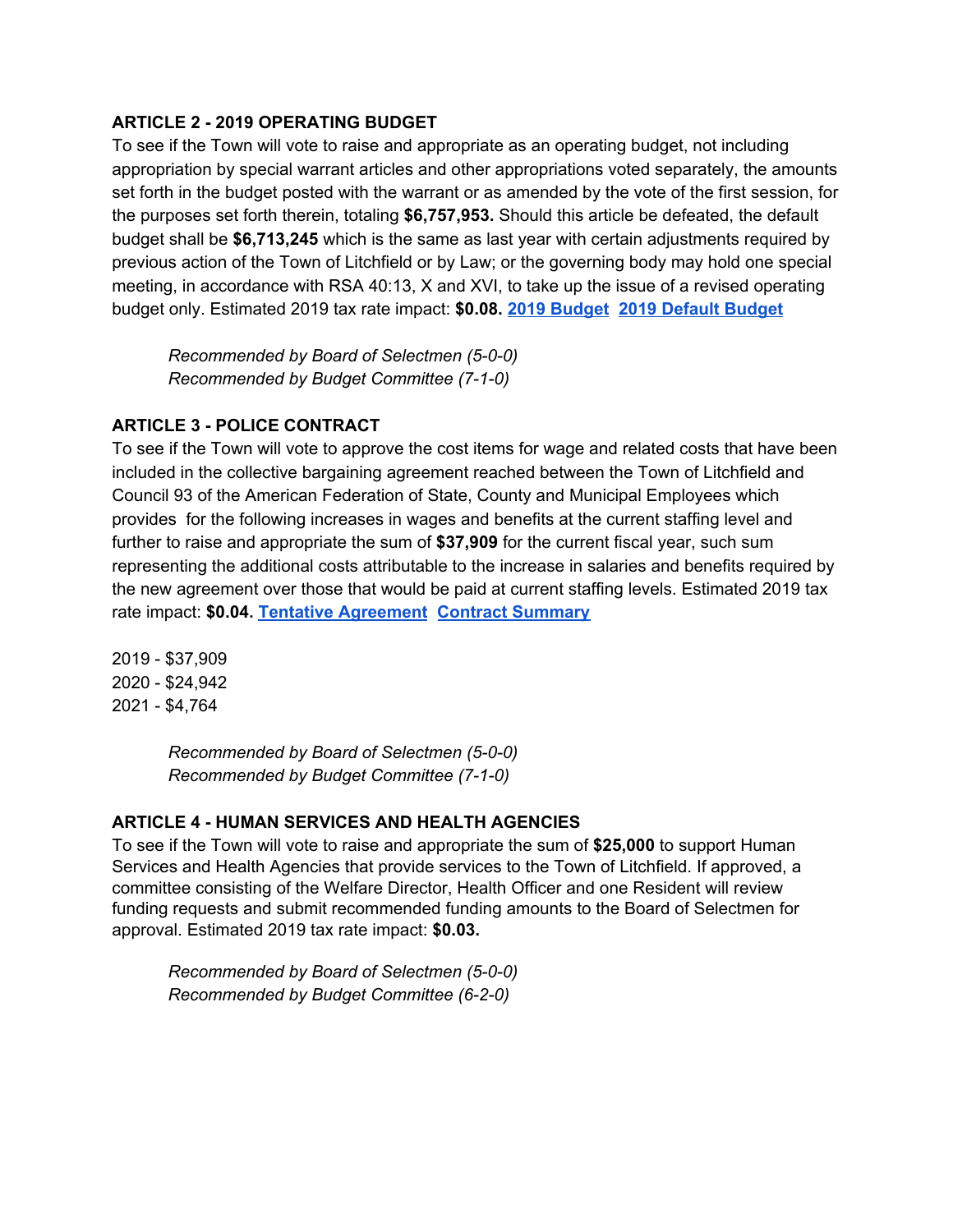### ARTICLE 2 - 2019 OPERATING BUDGET

To see if the Town will vote to raise and appropriate as an operating budget, not including appropriation by special warrant articles and other appropriations voted separately, the amounts set forth in the budget posted with the warrant or as amended by the vote of the first session, for the purposes set forth therein, totaling **$6,757,953.** Should this article be defeated, the default budget shall be **$6,713,245** which is the same as last year with certain adjustments required by previous action of the Town of Litchfield or by Law; or the governing body may hold one special meeting, in accordance with RSA 40:13, X and XVI, to take up the issue of a revised operating budget only. Estimated 2019 tax rate impact: **$0.08.** **2019 Budget** **2019 Default Budget**

> *Recommended by Board of Selectmen (5-0-0)*
> *Recommended by Budget Committee (7-1-0)*

### ARTICLE 3 - POLICE CONTRACT

To see if the Town will vote to approve the cost items for wage and related costs that have been included in the collective bargaining agreement reached between the Town of Litchfield and Council 93 of the American Federation of State, County and Municipal Employees which provides for the following increases in wages and benefits at the current staffing level and further to raise and appropriate the sum of **$37,909** for the current fiscal year, such sum representing the additional costs attributable to the increase in salaries and benefits required by the new agreement over those that would be paid at current staffing levels. Estimated 2019 tax rate impact: **$0.04.** **Tentative Agreement** **Contract Summary**

2019 - $37,909
2020 - $24,942
2021 - $4,764

> *Recommended by Board of Selectmen (5-0-0)*
> *Recommended by Budget Committee (7-1-0)*

### ARTICLE 4 - HUMAN SERVICES AND HEALTH AGENCIES

To see if the Town will vote to raise and appropriate the sum of **$25,000** to support Human Services and Health Agencies that provide services to the Town of Litchfield. If approved, a committee consisting of the Welfare Director, Health Officer and one Resident will review funding requests and submit recommended funding amounts to the Board of Selectmen for approval. Estimated 2019 tax rate impact: **$0.03.**

> *Recommended by Board of Selectmen (5-0-0)*
> *Recommended by Budget Committee (6-2-0)*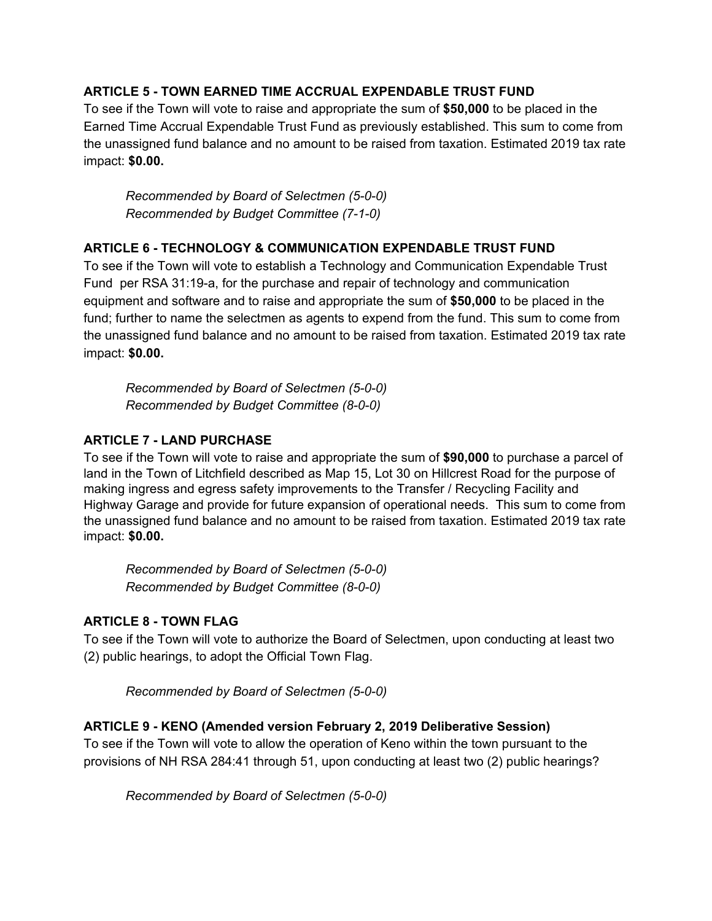### ARTICLE 5 - TOWN EARNED TIME ACCRUAL EXPENDABLE TRUST FUND

To see if the Town will vote to raise and appropriate the sum of **$50,000** to be placed in the Earned Time Accrual Expendable Trust Fund as previously established. This sum to come from the unassigned fund balance and no amount to be raised from taxation. Estimated 2019 tax rate impact: **$0.00.**

*Recommended by Board of Selectmen (5-0-0)*
*Recommended by Budget Committee (7-1-0)*

### ARTICLE 6 - TECHNOLOGY & COMMUNICATION EXPENDABLE TRUST FUND

To see if the Town will vote to establish a Technology and Communication Expendable Trust Fund per RSA 31:19-a, for the purchase and repair of technology and communication equipment and software and to raise and appropriate the sum of **$50,000** to be placed in the fund; further to name the selectmen as agents to expend from the fund. This sum to come from the unassigned fund balance and no amount to be raised from taxation. Estimated 2019 tax rate impact: **$0.00.**

*Recommended by Board of Selectmen (5-0-0)*
*Recommended by Budget Committee (8-0-0)*

### ARTICLE 7 - LAND PURCHASE

To see if the Town will vote to raise and appropriate the sum of **$90,000** to purchase a parcel of land in the Town of Litchfield described as Map 15, Lot 30 on Hillcrest Road for the purpose of making ingress and egress safety improvements to the Transfer / Recycling Facility and Highway Garage and provide for future expansion of operational needs. This sum to come from the unassigned fund balance and no amount to be raised from taxation. Estimated 2019 tax rate impact: **$0.00.**

*Recommended by Board of Selectmen (5-0-0)*
*Recommended by Budget Committee (8-0-0)*

### ARTICLE 8 - TOWN FLAG

To see if the Town will vote to authorize the Board of Selectmen, upon conducting at least two (2) public hearings, to adopt the Official Town Flag.

*Recommended by Board of Selectmen (5-0-0)*

### ARTICLE 9 - KENO (Amended version February 2, 2019 Deliberative Session)

To see if the Town will vote to allow the operation of Keno within the town pursuant to the provisions of NH RSA 284:41 through 51, upon conducting at least two (2) public hearings?

*Recommended by Board of Selectmen (5-0-0)*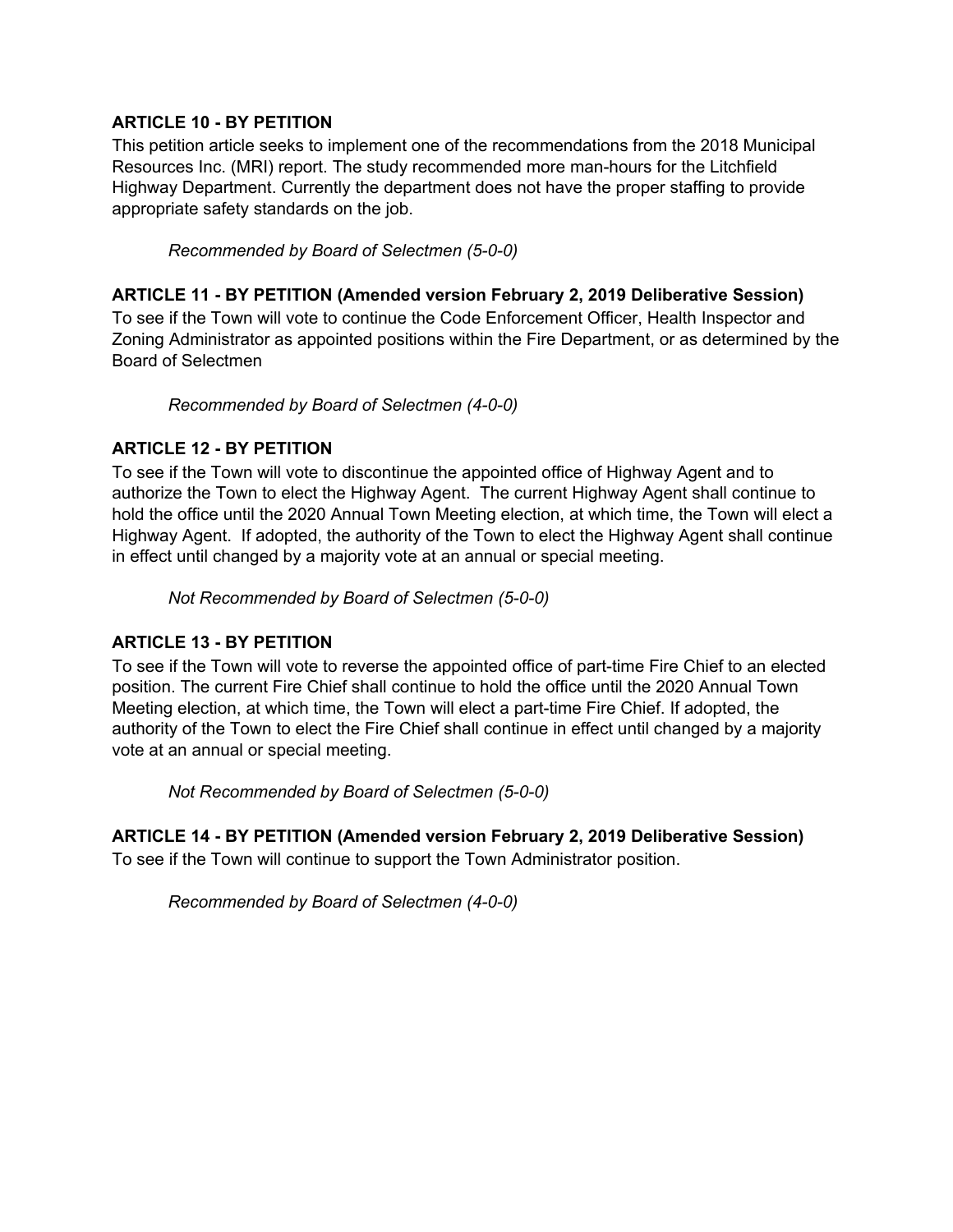**ARTICLE 10 - BY PETITION**

This petition article seeks to implement one of the recommendations from the 2018 Municipal Resources Inc. (MRI) report. The study recommended more man-hours for the Litchfield Highway Department. Currently the department does not have the proper staffing to provide appropriate safety standards on the job.

*Recommended by Board of Selectmen (5-0-0)*

**ARTICLE 11 - BY PETITION (Amended version February 2, 2019 Deliberative Session)**

To see if the Town will vote to continue the Code Enforcement Officer, Health Inspector and Zoning Administrator as appointed positions within the Fire Department, or as determined by the Board of Selectmen

*Recommended by Board of Selectmen (4-0-0)*

**ARTICLE 12 - BY PETITION**

To see if the Town will vote to discontinue the appointed office of Highway Agent and to authorize the Town to elect the Highway Agent. The current Highway Agent shall continue to hold the office until the 2020 Annual Town Meeting election, at which time, the Town will elect a Highway Agent. If adopted, the authority of the Town to elect the Highway Agent shall continue in effect until changed by a majority vote at an annual or special meeting.

*Not Recommended by Board of Selectmen (5-0-0)*

**ARTICLE 13 - BY PETITION**

To see if the Town will vote to reverse the appointed office of part-time Fire Chief to an elected position. The current Fire Chief shall continue to hold the office until the 2020 Annual Town Meeting election, at which time, the Town will elect a part-time Fire Chief. If adopted, the authority of the Town to elect the Fire Chief shall continue in effect until changed by a majority vote at an annual or special meeting.

*Not Recommended by Board of Selectmen (5-0-0)*

**ARTICLE 14 - BY PETITION (Amended version February 2, 2019 Deliberative Session)**

To see if the Town will continue to support the Town Administrator position.

*Recommended by Board of Selectmen (4-0-0)*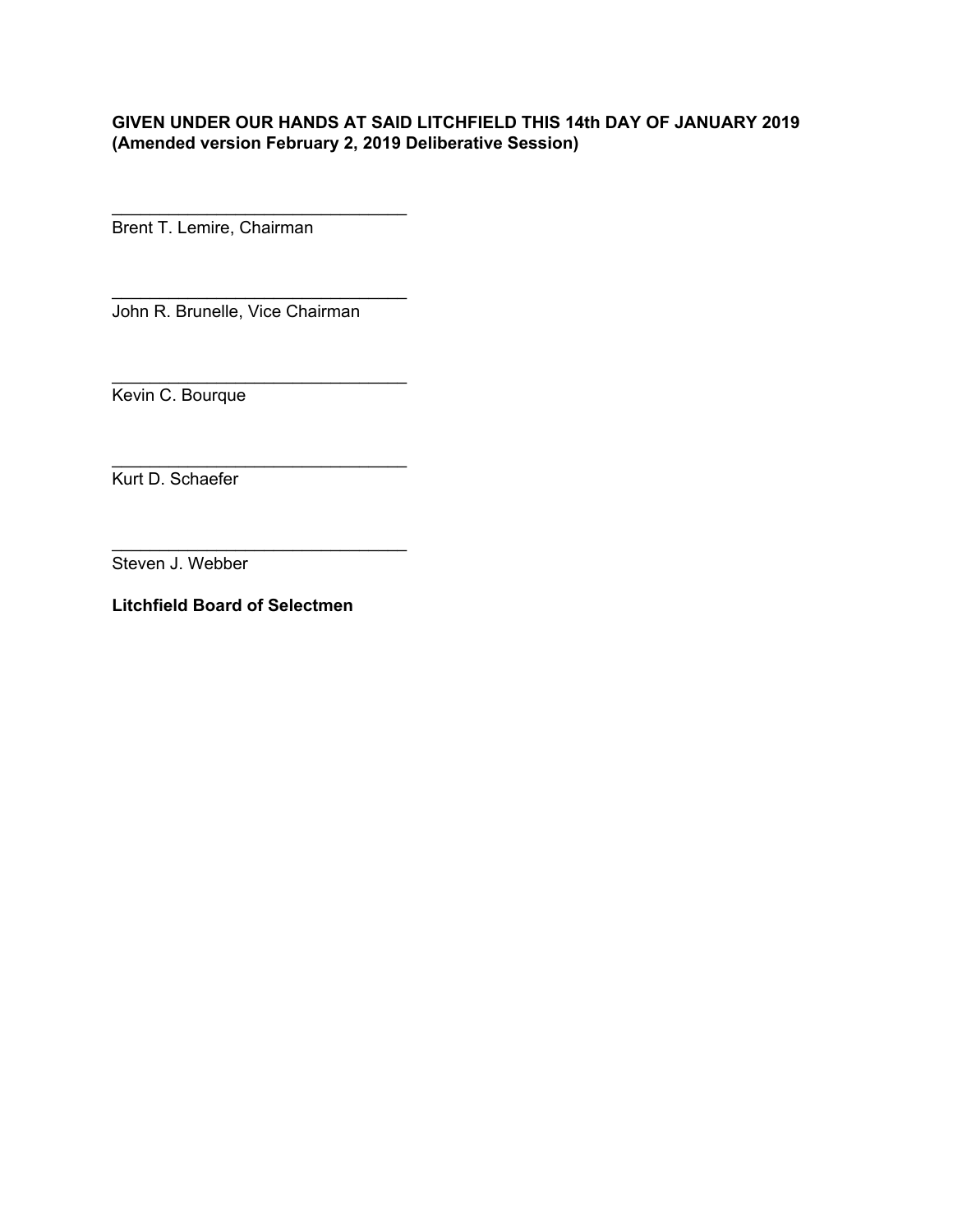**GIVEN UNDER OUR HANDS AT SAID LITCHFIELD THIS 14th DAY OF JANUARY 2019**
**(Amended version February 2, 2019 Deliberative Session)**

\_\_\_\_\_\_\_\_\_\_\_\_\_\_\_\_\_\_\_\_\_\_\_\_\_\_\_\_\_\_\_\_
Brent T. Lemire, Chairman

\_\_\_\_\_\_\_\_\_\_\_\_\_\_\_\_\_\_\_\_\_\_\_\_\_\_\_\_\_\_\_\_
John R. Brunelle, Vice Chairman

\_\_\_\_\_\_\_\_\_\_\_\_\_\_\_\_\_\_\_\_\_\_\_\_\_\_\_\_\_\_\_\_
Kevin C. Bourque

\_\_\_\_\_\_\_\_\_\_\_\_\_\_\_\_\_\_\_\_\_\_\_\_\_\_\_\_\_\_\_\_
Kurt D. Schaefer

\_\_\_\_\_\_\_\_\_\_\_\_\_\_\_\_\_\_\_\_\_\_\_\_\_\_\_\_\_\_\_\_
Steven J. Webber

**Litchfield Board of Selectmen**